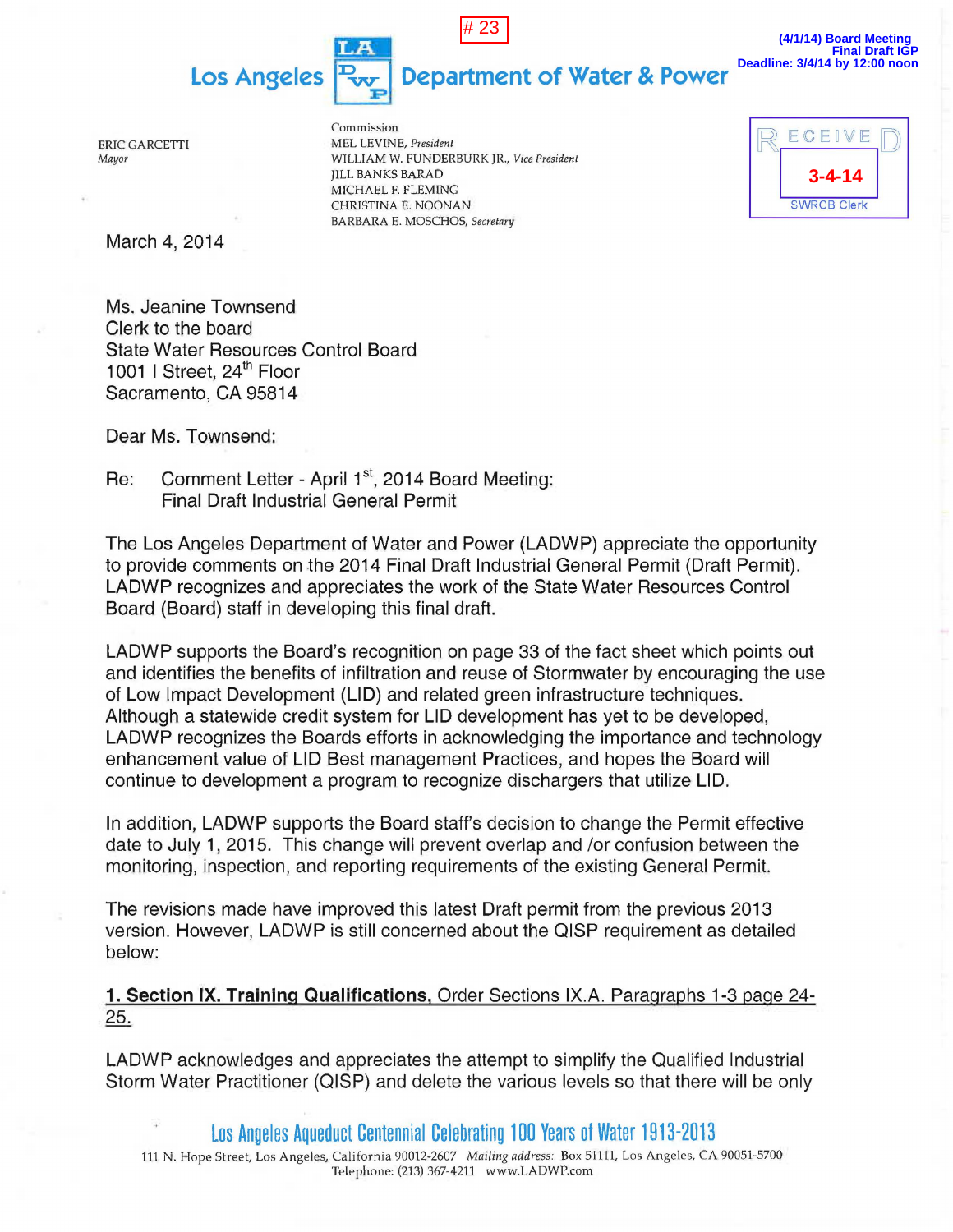# 23

(4/1/14) Board Meeting
Final Draft IGP
Deadline: 3/4/14 by 12:00 noon

Los Angeles Department of Water & Power

ERIC GARCETTI
*Mayor*

Commission
MEL LEVINE, *President*
WILLIAM W. FUNDERBURK JR., *Vice President*
JILL BANKS BARAD
MICHAEL F. FLEMING
CHRISTINA E. NOONAN
BARBARA E. MOSCHOS, *Secretary*

RECEIVED
3-4-14
SWRCB Clerk

March 4, 2014

Ms. Jeanine Townsend
Clerk to the board
State Water Resources Control Board
1001 I Street, 24th Floor
Sacramento, CA 95814

Dear Ms. Townsend:

Re: Comment Letter - April 1st, 2014 Board Meeting:
Final Draft Industrial General Permit

The Los Angeles Department of Water and Power (LADWP) appreciate the opportunity to provide comments on the 2014 Final Draft Industrial General Permit (Draft Permit). LADWP recognizes and appreciates the work of the State Water Resources Control Board (Board) staff in developing this final draft.

LADWP supports the Board's recognition on page 33 of the fact sheet which points out and identifies the benefits of infiltration and reuse of Stormwater by encouraging the use of Low Impact Development (LID) and related green infrastructure techniques. Although a statewide credit system for LID development has yet to be developed, LADWP recognizes the Boards efforts in acknowledging the importance and technology enhancement value of LID Best management Practices, and hopes the Board will continue to development a program to recognize dischargers that utilize LID.

In addition, LADWP supports the Board staff's decision to change the Permit effective date to July 1, 2015. This change will prevent overlap and /or confusion between the monitoring, inspection, and reporting requirements of the existing General Permit.

The revisions made have improved this latest Draft permit from the previous 2013 version. However, LADWP is still concerned about the QISP requirement as detailed below:

<u>**1. Section IX. Training Qualifications,** Order Sections IX.A. Paragraphs 1-3 page 24-25.</u>

LADWP acknowledges and appreciates the attempt to simplify the Qualified Industrial Storm Water Practitioner (QISP) and delete the various levels so that there will be only

Los Angeles Aqueduct Centennial Celebrating 100 Years of Water 1913-2013

111 N. Hope Street, Los Angeles, California 90012-2607 *Mailing address:* Box 51111, Los Angeles, CA 90051-5700
Telephone: (213) 367-4211 www.LADWP.com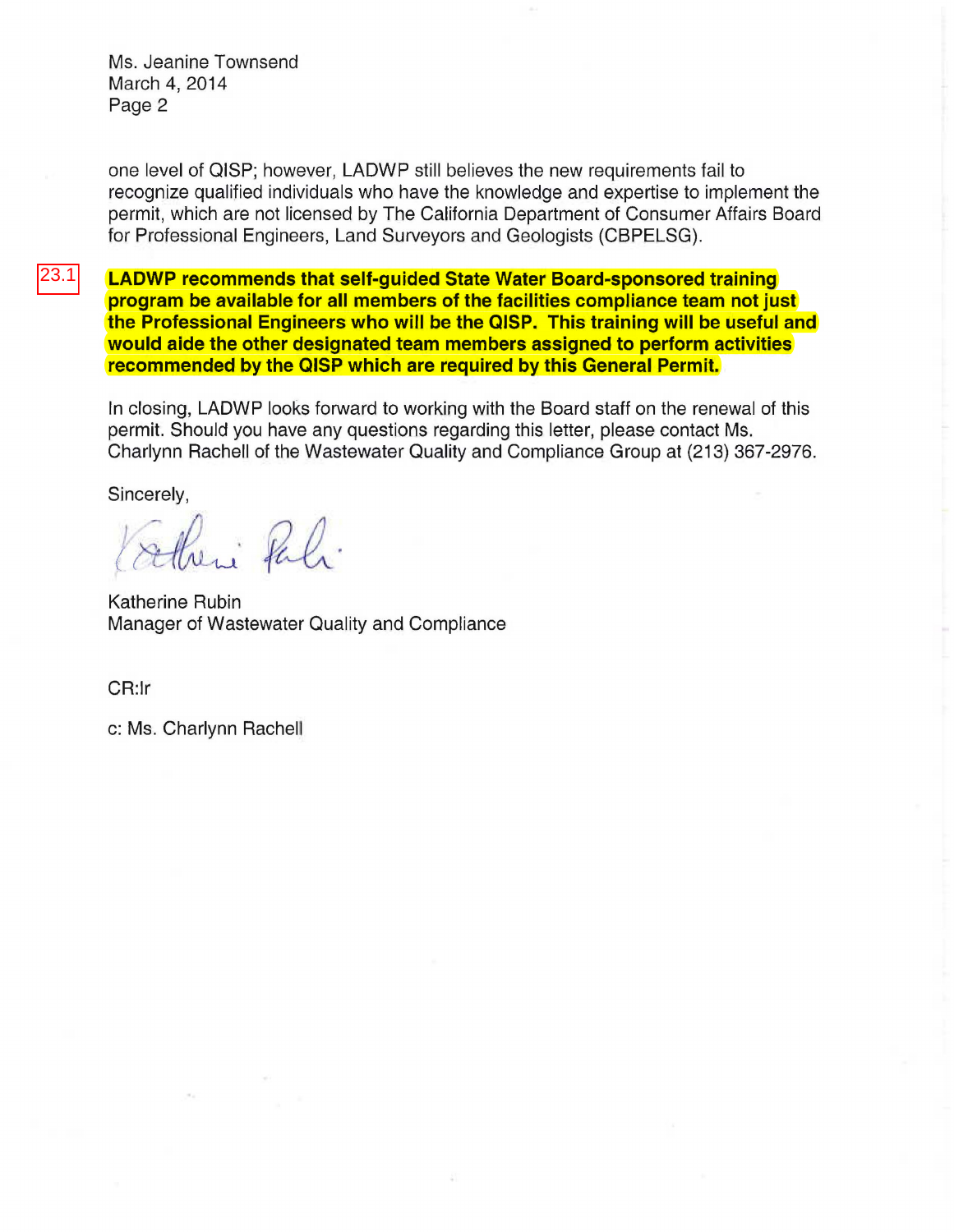Ms. Jeanine Townsend
March 4, 2014
Page 2

one level of QISP; however, LADWP still believes the new requirements fail to recognize qualified individuals who have the knowledge and expertise to implement the permit, which are not licensed by The California Department of Consumer Affairs Board for Professional Engineers, Land Surveyors and Geologists (CBPELSG).

23.1

**LADWP recommends that self-guided State Water Board-sponsored training program be available for all members of the facilities compliance team not just the Professional Engineers who will be the QISP. This training will be useful and would aide the other designated team members assigned to perform activities recommended by the QISP which are required by this General Permit.**

In closing, LADWP looks forward to working with the Board staff on the renewal of this permit. Should you have any questions regarding this letter, please contact Ms. Charlynn Rachell of the Wastewater Quality and Compliance Group at (213) 367-2976.

Sincerely,

Katherine Rubin
Manager of Wastewater Quality and Compliance

CR:lr

c: Ms. Charlynn Rachell